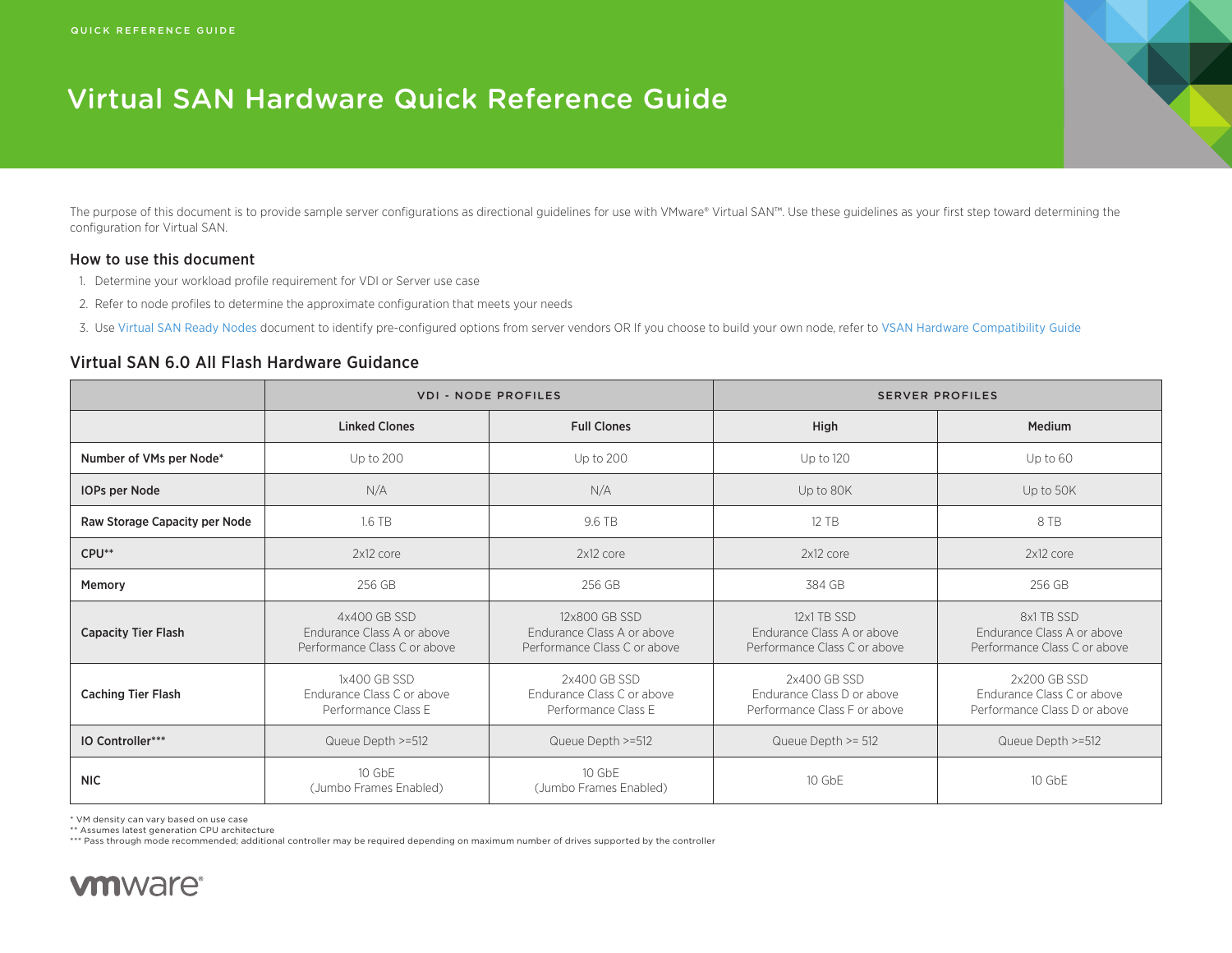QUICK REFERENCE GUIDE

# Virtual SAN Hardware Quick Reference Guide

The purpose of this document is to provide sample server configurations as directional guidelines for use with VMware® Virtual SAN™. Use these guidelines as your first step toward determining the configuration for Virtual SAN.

## How to use this document

1. Determine your workload profile requirement for VDI or Server use case
2. Refer to node profiles to determine the approximate configuration that meets your needs
3. Use Virtual SAN Ready Nodes document to identify pre-configured options from server vendors OR If you choose to build your own node, refer to VSAN Hardware Compatibility Guide

## Virtual SAN 6.0 All Flash Hardware Guidance

| | VDI - NODE PROFILES | | SERVER PROFILES | |
|---|---|---|---|---|
| | **Linked Clones** | **Full Clones** | **High** | **Medium** |
| **Number of VMs per Node*** | Up to 200 | Up to 200 | Up to 120 | Up to 60 |
| **IOPs per Node** | N/A | N/A | Up to 80K | Up to 50K |
| **Raw Storage Capacity per Node** | 1.6 TB | 9.6 TB | 12 TB | 8 TB |
| **CPU**** | 2x12 core | 2x12 core | 2x12 core | 2x12 core |
| **Memory** | 256 GB | 256 GB | 384 GB | 256 GB |
| **Capacity Tier Flash** | 4x400 GB SSD<br>Endurance Class A or above<br>Performance Class C or above | 12x800 GB SSD<br>Endurance Class A or above<br>Performance Class C or above | 12x1 TB SSD<br>Endurance Class A or above<br>Performance Class C or above | 8x1 TB SSD<br>Endurance Class A or above<br>Performance Class C or above |
| **Caching Tier Flash** | 1x400 GB SSD<br>Endurance Class C or above<br>Performance Class E | 2x400 GB SSD<br>Endurance Class C or above<br>Performance Class E | 2x400 GB SSD<br>Endurance Class D or above<br>Performance Class F or above | 2x200 GB SSD<br>Endurance Class C or above<br>Performance Class D or above |
| **IO Controller***** | Queue Depth >=512 | Queue Depth >=512 | Queue Depth >= 512 | Queue Depth >=512 |
| **NIC** | 10 GbE<br>(Jumbo Frames Enabled) | 10 GbE<br>(Jumbo Frames Enabled) | 10 GbE | 10 GbE |

* VM density can vary based on use case
** Assumes latest generation CPU architecture
*** Pass through mode recommended; additional controller may be required depending on maximum number of drives supported by the controller

vmware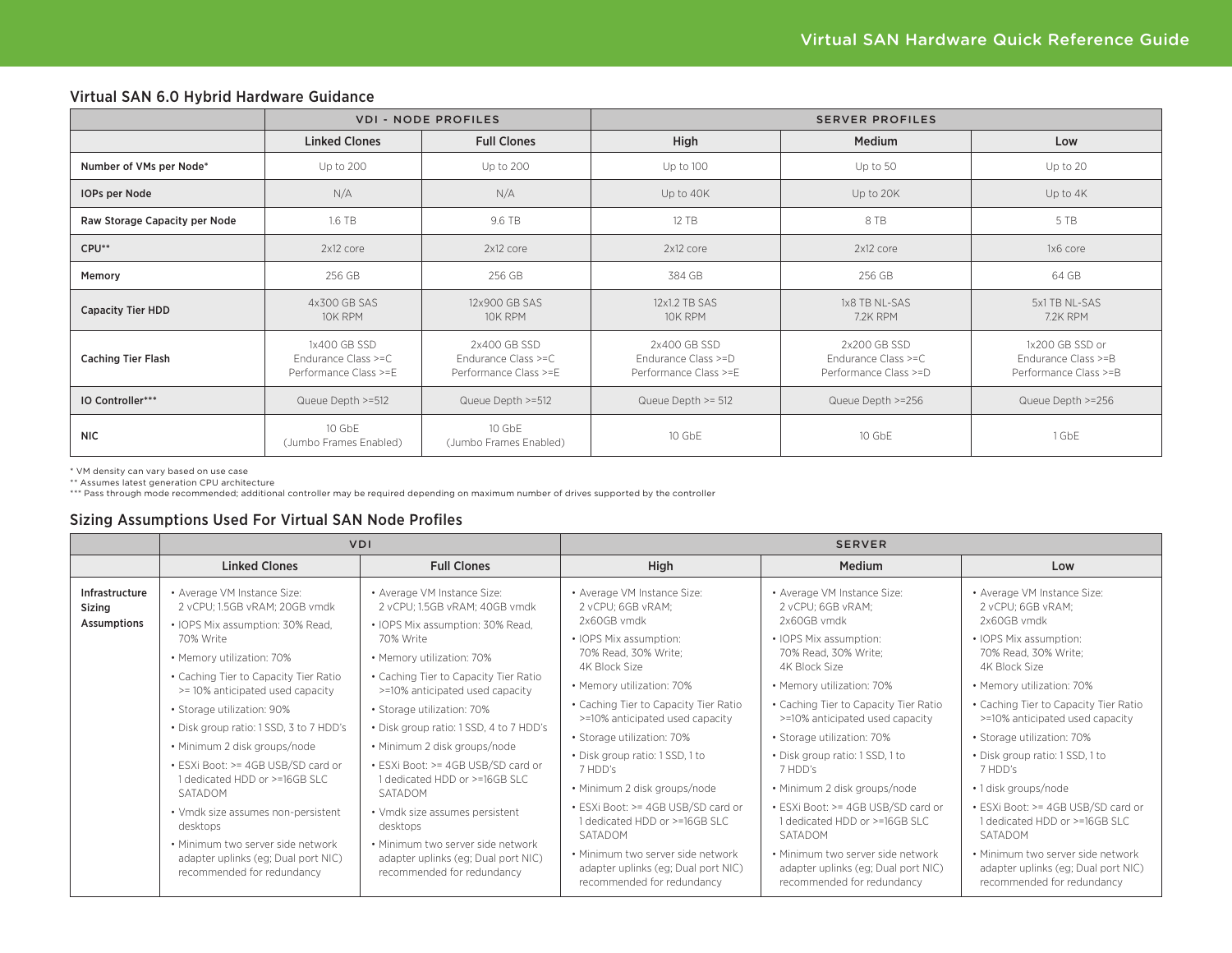## Virtual SAN 6.0 Hybrid Hardware Guidance

| | VDI - NODE PROFILES | | SERVER PROFILES | | |
|---|---|---|---|---|---|
| | **Linked Clones** | **Full Clones** | **High** | **Medium** | **Low** |
| **Number of VMs per Node*** | Up to 200 | Up to 200 | Up to 100 | Up to 50 | Up to 20 |
| **IOPs per Node** | N/A | N/A | Up to 40K | Up to 20K | Up to 4K |
| **Raw Storage Capacity per Node** | 1.6 TB | 9.6 TB | 12 TB | 8 TB | 5 TB |
| **CPU**** | 2x12 core | 2x12 core | 2x12 core | 2x12 core | 1x6 core |
| **Memory** | 256 GB | 256 GB | 384 GB | 256 GB | 64 GB |
| **Capacity Tier HDD** | 4x300 GB SAS 10K RPM | 12x900 GB SAS 10K RPM | 12x1.2 TB SAS 10K RPM | 1x8 TB NL-SAS 7.2K RPM | 5x1 TB NL-SAS 7.2K RPM |
| **Caching Tier Flash** | 1x400 GB SSD Endurance Class >=C Performance Class >=E | 2x400 GB SSD Endurance Class >=C Performance Class >=E | 2x400 GB SSD Endurance Class >=D Performance Class >=E | 2x200 GB SSD Endurance Class >=C Performance Class >=D | 1x200 GB SSD or Endurance Class >=B Performance Class >=B |
| **IO Controller***** | Queue Depth >=512 | Queue Depth >=512 | Queue Depth >= 512 | Queue Depth >=256 | Queue Depth >=256 |
| **NIC** | 10 GbE (Jumbo Frames Enabled) | 10 GbE (Jumbo Frames Enabled) | 10 GbE | 10 GbE | 1 GbE |

* VM density can vary based on use case
** Assumes latest generation CPU architecture
*** Pass through mode recommended; additional controller may be required depending on maximum number of drives supported by the controller

## Sizing Assumptions Used For Virtual SAN Node Profiles

| | VDI | | SERVER | | |
|---|---|---|---|---|---|
| | **Linked Clones** | **Full Clones** | **High** | **Medium** | **Low** |
| **Infrastructure Sizing Assumptions** | • Average VM Instance Size: 2 vCPU; 1.5GB vRAM; 20GB vmdk<br>• IOPS Mix assumption: 30% Read, 70% Write<br>• Memory utilization: 70%<br>• Caching Tier to Capacity Tier Ratio >= 10% anticipated used capacity<br>• Storage utilization: 90%<br>• Disk group ratio: 1 SSD, 3 to 7 HDD's<br>• Minimum 2 disk groups/node<br>• ESXi Boot: >= 4GB USB/SD card or 1 dedicated HDD or >=16GB SLC SATADOM<br>• Vmdk size assumes non-persistent desktops<br>• Minimum two server side network adapter uplinks (eg; Dual port NIC) recommended for redundancy | • Average VM Instance Size: 2 vCPU; 1.5GB vRAM; 40GB vmdk<br>• IOPS Mix assumption: 30% Read, 70% Write<br>• Memory utilization: 70%<br>• Caching Tier to Capacity Tier Ratio >=10% anticipated used capacity<br>• Storage utilization: 70%<br>• Disk group ratio: 1 SSD, 4 to 7 HDD's<br>• Minimum 2 disk groups/node<br>• ESXi Boot: >= 4GB USB/SD card or 1 dedicated HDD or >=16GB SLC SATADOM<br>• Vmdk size assumes persistent desktops<br>• Minimum two server side network adapter uplinks (eg; Dual port NIC) recommended for redundancy | • Average VM Instance Size: 2 vCPU; 6GB vRAM; 2x60GB vmdk<br>• IOPS Mix assumption: 70% Read, 30% Write; 4K Block Size<br>• Memory utilization: 70%<br>• Caching Tier to Capacity Tier Ratio >=10% anticipated used capacity<br>• Storage utilization: 70%<br>• Disk group ratio: 1 SSD, 1 to 7 HDD's<br>• Minimum 2 disk groups/node<br>• ESXi Boot: >= 4GB USB/SD card or 1 dedicated HDD or >=16GB SLC SATADOM<br>• Minimum two server side network adapter uplinks (eg; Dual port NIC) recommended for redundancy | • Average VM Instance Size: 2 vCPU; 6GB vRAM; 2x60GB vmdk<br>• IOPS Mix assumption: 70% Read, 30% Write; 4K Block Size<br>• Memory utilization: 70%<br>• Caching Tier to Capacity Tier Ratio >=10% anticipated used capacity<br>• Storage utilization: 70%<br>• Disk group ratio: 1 SSD, 1 to 7 HDD's<br>• Minimum 2 disk groups/node<br>• ESXi Boot: >= 4GB USB/SD card or 1 dedicated HDD or >=16GB SLC SATADOM<br>• Minimum two server side network adapter uplinks (eg; Dual port NIC) recommended for redundancy | • Average VM Instance Size: 2 vCPU; 6GB vRAM; 2x60GB vmdk<br>• IOPS Mix assumption: 70% Read, 30% Write; 4K Block Size<br>• Memory utilization: 70%<br>• Caching Tier to Capacity Tier Ratio >=10% anticipated used capacity<br>• Storage utilization: 70%<br>• Disk group ratio: 1 SSD, 1 to 7 HDD's<br>• 1 disk groups/node<br>• ESXi Boot: >= 4GB USB/SD card or 1 dedicated HDD or >=16GB SLC SATADOM<br>• Minimum two server side network adapter uplinks (eg; Dual port NIC) recommended for redundancy |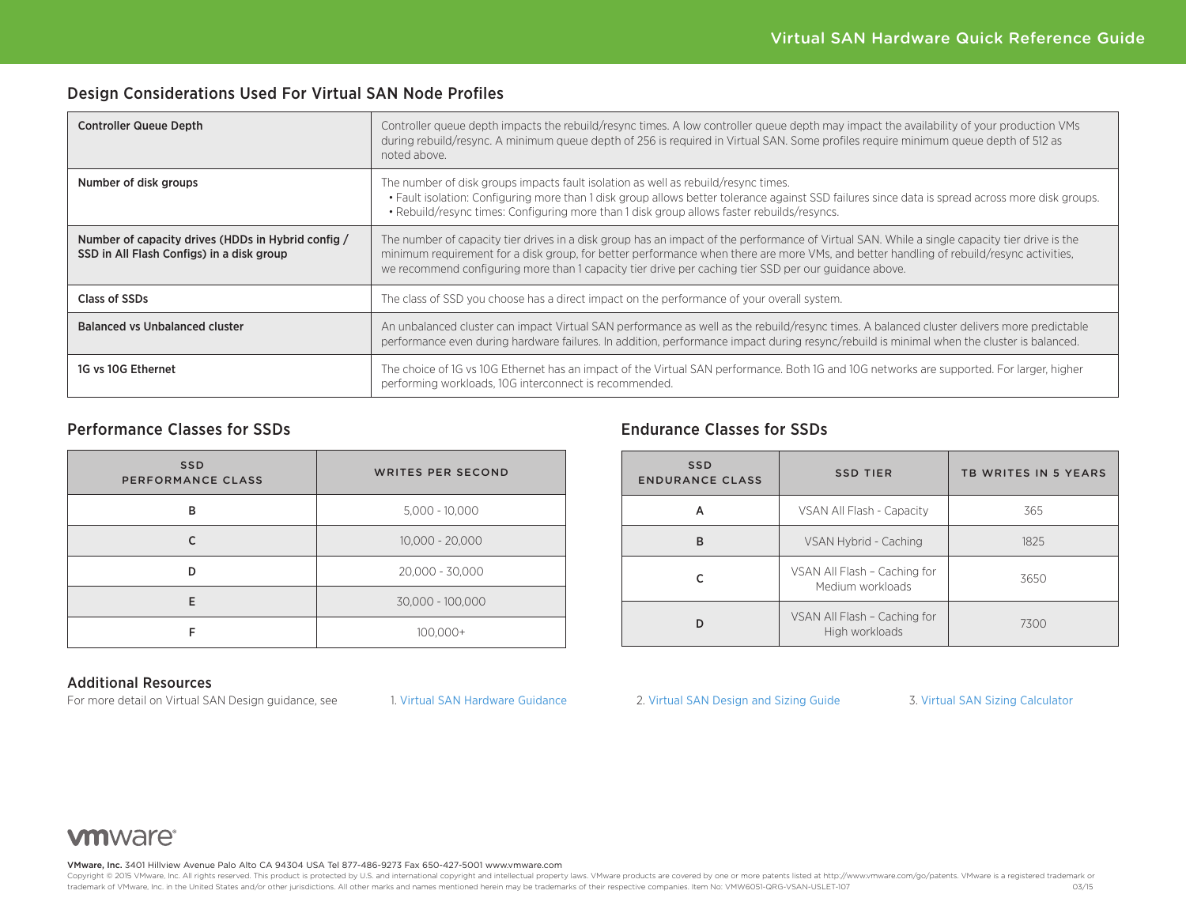## Design Considerations Used For Virtual SAN Node Profiles

| | |
|---|---|
| **Controller Queue Depth** | Controller queue depth impacts the rebuild/resync times. A low controller queue depth may impact the availability of your production VMs during rebuild/resync. A minimum queue depth of 256 is required in Virtual SAN. Some profiles require minimum queue depth of 512 as noted above. |
| **Number of disk groups** | The number of disk groups impacts fault isolation as well as rebuild/resync times.<br>• Fault isolation: Configuring more than 1 disk group allows better tolerance against SSD failures since data is spread across more disk groups.<br>• Rebuild/resync times: Configuring more than 1 disk group allows faster rebuilds/resyncs. |
| **Number of capacity drives (HDDs in Hybrid config / SSD in All Flash Configs) in a disk group** | The number of capacity tier drives in a disk group has an impact of the performance of Virtual SAN. While a single capacity tier drive is the minimum requirement for a disk group, for better performance when there are more VMs, and better handling of rebuild/resync activities, we recommend configuring more than 1 capacity tier drive per caching tier SSD per our guidance above. |
| **Class of SSDs** | The class of SSD you choose has a direct impact on the performance of your overall system. |
| **Balanced vs Unbalanced cluster** | An unbalanced cluster can impact Virtual SAN performance as well as the rebuild/resync times. A balanced cluster delivers more predictable performance even during hardware failures. In addition, performance impact during resync/rebuild is minimal when the cluster is balanced. |
| **1G vs 10G Ethernet** | The choice of 1G vs 10G Ethernet has an impact of the Virtual SAN performance. Both 1G and 10G networks are supported. For larger, higher performing workloads, 10G interconnect is recommended. |

## Performance Classes for SSDs

| SSD PERFORMANCE CLASS | WRITES PER SECOND |
|---|---|
| B | 5,000 - 10,000 |
| C | 10,000 - 20,000 |
| D | 20,000 - 30,000 |
| E | 30,000 - 100,000 |
| F | 100,000+ |

## Endurance Classes for SSDs

| SSD ENDURANCE CLASS | SSD TIER | TB WRITES IN 5 YEARS |
|---|---|---|
| A | VSAN All Flash - Capacity | 365 |
| B | VSAN Hybrid - Caching | 1825 |
| C | VSAN All Flash – Caching for Medium workloads | 3650 |
| D | VSAN All Flash – Caching for High workloads | 7300 |

## Additional Resources

For more detail on Virtual SAN Design guidance, see

1. Virtual SAN Hardware Guidance
2. Virtual SAN Design and Sizing Guide
3. Virtual SAN Sizing Calculator

**VMware, Inc.** 3401 Hillview Avenue Palo Alto CA 94304 USA Tel 877-486-9273 Fax 650-427-5001 www.vmware.com

Copyright © 2015 VMware, Inc. All rights reserved. This product is protected by U.S. and international copyright and intellectual property laws. VMware products are covered by one or more patents listed at http://www.vmware.com/go/patents. VMware is a registered trademark or trademark of VMware, Inc. in the United States and/or other jurisdictions. All other marks and names mentioned herein may be trademarks of their respective companies. Item No: VMW6051-QRG-VSAN-USLET-107 03/15